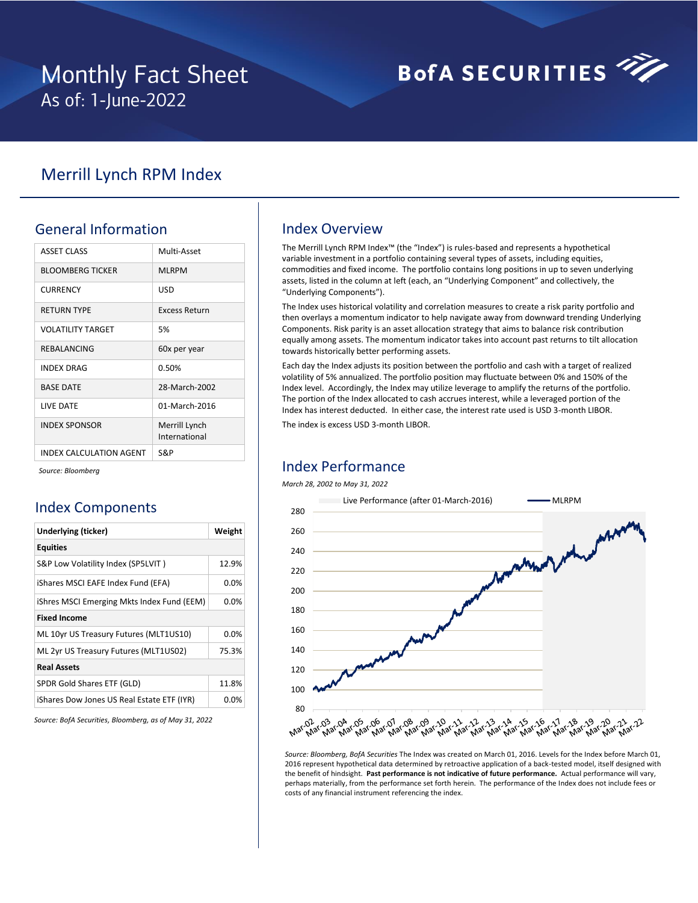# Monthly Fact Sheet
As of: 1-June-2022

BofA SECURITIES

## Merrill Lynch RPM Index

### General Information

| ASSET CLASS | Multi-Asset |
|---|---|
| BLOOMBERG TICKER | MLRPM |
| CURRENCY | USD |
| RETURN TYPE | Excess Return |
| VOLATILITY TARGET | 5% |
| REBALANCING | 60x per year |
| INDEX DRAG | 0.50% |
| BASE DATE | 28-March-2002 |
| LIVE DATE | 01-March-2016 |
| INDEX SPONSOR | Merrill Lynch International |
| INDEX CALCULATION AGENT | S&P |

*Source: Bloomberg*

### Index Components

| Underlying (ticker) | Weight |
|---|---|
| **Equities** | |
| S&P Low Volatility Index (SP5LVIT ) | 12.9% |
| iShares MSCI EAFE Index Fund (EFA) | 0.0% |
| iShres MSCI Emerging Mkts Index Fund (EEM) | 0.0% |
| **Fixed Income** | |
| ML 10yr US Treasury Futures (MLT1US10) | 0.0% |
| ML 2yr US Treasury Futures (MLT1US02) | 75.3% |
| **Real Assets** | |
| SPDR Gold Shares ETF (GLD) | 11.8% |
| iShares Dow Jones US Real Estate ETF (IYR) | 0.0% |

*Source: BofA Securities, Bloomberg, as of May 31, 2022*

### Index Overview

The Merrill Lynch RPM Index™ (the "Index") is rules-based and represents a hypothetical variable investment in a portfolio containing several types of assets, including equities, commodities and fixed income. The portfolio contains long positions in up to seven underlying assets, listed in the column at left (each, an "Underlying Component" and collectively, the "Underlying Components").

The Index uses historical volatility and correlation measures to create a risk parity portfolio and then overlays a momentum indicator to help navigate away from downward trending Underlying Components. Risk parity is an asset allocation strategy that aims to balance risk contribution equally among assets. The momentum indicator takes into account past returns to tilt allocation towards historically better performing assets.

Each day the Index adjusts its position between the portfolio and cash with a target of realized volatility of 5% annualized. The portfolio position may fluctuate between 0% and 150% of the Index level. Accordingly, the Index may utilize leverage to amplify the returns of the portfolio. The portion of the Index allocated to cash accrues interest, while a leveraged portion of the Index has interest deducted. In either case, the interest rate used is USD 3-month LIBOR.

The index is excess USD 3-month LIBOR.

### Index Performance

*March 28, 2002 to May 31, 2022*

*Source: Bloomberg, BofA Securities* The Index was created on March 01, 2016. Levels for the Index before March 01, 2016 represent hypothetical data determined by retroactive application of a back-tested model, itself designed with the benefit of hindsight. **Past performance is not indicative of future performance.** Actual performance will vary, perhaps materially, from the performance set forth herein. The performance of the Index does not include fees or costs of any financial instrument referencing the index.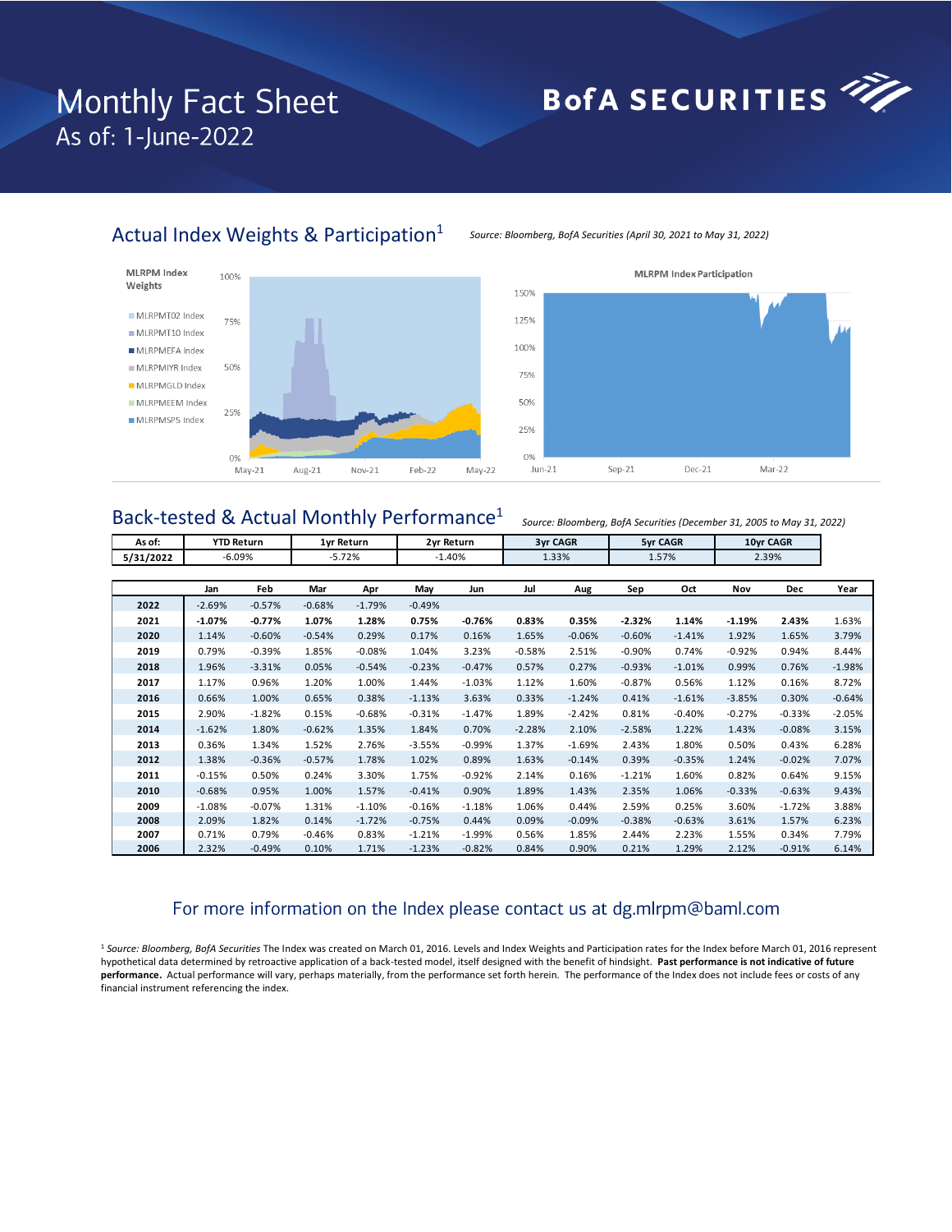# Monthly Fact Sheet
As of: 1-June-2022

BofA SECURITIES

## Actual Index Weights & Participation[1]

*Source: Bloomberg, BofA Securities (April 30, 2021 to May 31, 2022)*

MLRPM Index Weights

- MLRPMT02 Index
- MLRPMT10 Index
- MLRPMEFA Index
- MLRPMIYR Index
- MLRPMGLD Index
- MLRPMEEM Index
- MLRPMSP5 Index

MLRPM Index Participation

## Back-tested & Actual Monthly Performance[1]

*Source: Bloomberg, BofA Securities (December 31, 2005 to May 31, 2022)*

| As of: | YTD Return | 1yr Return | 2yr Return | 3yr CAGR | 5yr CAGR | 10yr CAGR |
|---|---|---|---|---|---|---|
| 5/31/2022 | -6.09% | -5.72% | -1.40% | 1.33% | 1.57% | 2.39% |

| | Jan | Feb | Mar | Apr | May | Jun | Jul | Aug | Sep | Oct | Nov | Dec | Year |
|---|---|---|---|---|---|---|---|---|---|---|---|---|---|
| **2022** | -2.69% | -0.57% | -0.68% | -1.79% | -0.49% | | | | | | | | |
| **2021** | **-1.07%** | **-0.77%** | **1.07%** | **1.28%** | **0.75%** | **-0.76%** | **0.83%** | **0.35%** | **-2.32%** | **1.14%** | **-1.19%** | **2.43%** | 1.63% |
| **2020** | 1.14% | -0.60% | -0.54% | 0.29% | 0.17% | 0.16% | 1.65% | -0.06% | -0.60% | -1.41% | 1.92% | 1.65% | 3.79% |
| **2019** | 0.79% | -0.39% | 1.85% | -0.08% | 1.04% | 3.23% | -0.58% | 2.51% | -0.90% | 0.74% | -0.92% | 0.94% | 8.44% |
| **2018** | 1.96% | -3.31% | 0.05% | -0.54% | -0.23% | -0.47% | 0.57% | 0.27% | -0.93% | -1.01% | 0.99% | 0.76% | -1.98% |
| **2017** | 1.17% | 0.96% | 1.20% | 1.00% | 1.44% | -1.03% | 1.12% | 1.60% | -0.87% | 0.56% | 1.12% | 0.16% | 8.72% |
| **2016** | 0.66% | 1.00% | 0.65% | 0.38% | -1.13% | 3.63% | 0.33% | -1.24% | 0.41% | -1.61% | -3.85% | 0.30% | -0.64% |
| **2015** | 2.90% | -1.82% | 0.15% | -0.68% | -0.31% | -1.47% | 1.89% | -2.42% | 0.81% | -0.40% | -0.27% | -0.33% | -2.05% |
| **2014** | -1.62% | 1.80% | -0.62% | 1.35% | 1.84% | 0.70% | -2.28% | 2.10% | -2.58% | 1.22% | 1.43% | -0.08% | 3.15% |
| **2013** | 0.36% | 1.34% | 1.52% | 2.76% | -3.55% | -0.99% | 1.37% | -1.69% | 2.43% | 1.80% | 0.50% | 0.43% | 6.28% |
| **2012** | 1.38% | -0.36% | -0.57% | 1.78% | 1.02% | 0.89% | 1.63% | -0.14% | 0.39% | -0.35% | 1.24% | -0.02% | 7.07% |
| **2011** | -0.15% | 0.50% | 0.24% | 3.30% | 1.75% | -0.92% | 2.14% | 0.16% | -1.21% | 1.60% | 0.82% | 0.64% | 9.15% |
| **2010** | -0.68% | 0.95% | 1.00% | 1.57% | -0.41% | 0.90% | 1.89% | 1.43% | 2.35% | 1.06% | -0.33% | -0.63% | 9.43% |
| **2009** | -1.08% | -0.07% | 1.31% | -1.10% | -0.16% | -1.18% | 1.06% | 0.44% | 2.59% | 0.25% | 3.60% | -1.72% | 3.88% |
| **2008** | 2.09% | 1.82% | 0.14% | -1.72% | -0.75% | 0.44% | 0.09% | -0.09% | -0.38% | -0.63% | 3.61% | 1.57% | 6.23% |
| **2007** | 0.71% | 0.79% | -0.46% | 0.83% | -1.21% | -1.99% | 0.56% | 1.85% | 2.44% | 2.23% | 1.55% | 0.34% | 7.79% |
| **2006** | 2.32% | -0.49% | 0.10% | 1.71% | -1.23% | -0.82% | 0.84% | 0.90% | 0.21% | 1.29% | 2.12% | -0.91% | 6.14% |

For more information on the Index please contact us at dg.mlrpm@baml.com

[1] *Source: Bloomberg, BofA Securities* The Index was created on March 01, 2016. Levels and Index Weights and Participation rates for the Index before March 01, 2016 represent hypothetical data determined by retroactive application of a back-tested model, itself designed with the benefit of hindsight. **Past performance is not indicative of future performance.** Actual performance will vary, perhaps materially, from the performance set forth herein. The performance of the Index does not include fees or costs of any financial instrument referencing the index.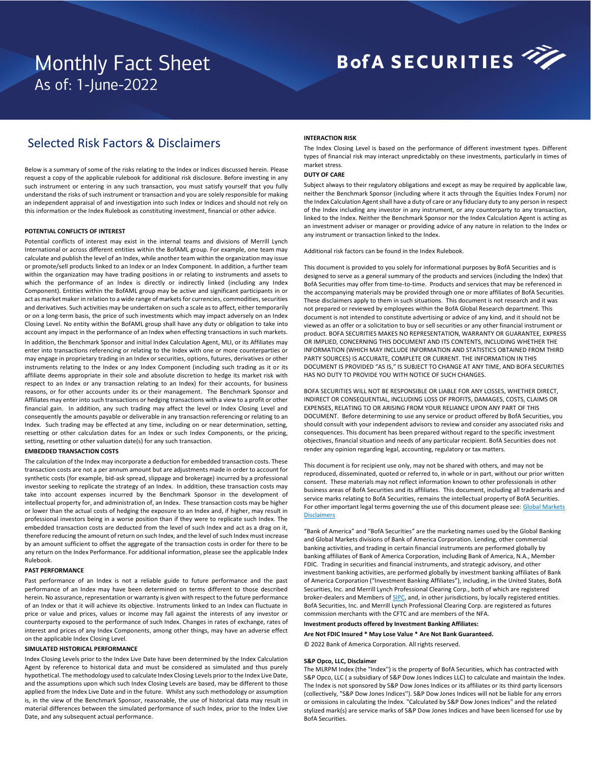# Monthly Fact Sheet
As of: 1-June-2022

BofA SECURITIES

## Selected Risk Factors & Disclaimers

Below is a summary of some of the risks relating to the Index or Indices discussed herein. Please request a copy of the applicable rulebook for additional risk disclosure. Before investing in any such instrument or entering in any such transaction, you must satisfy yourself that you fully understand the risks of such instrument or transaction and you are solely responsible for making an independent appraisal of and investigation into such Index or Indices and should not rely on this information or the Index Rulebook as constituting investment, financial or other advice.

**POTENTIAL CONFLICTS OF INTEREST**

Potential conflicts of interest may exist in the internal teams and divisions of Merrill Lynch International or across different entities within the BofAML group. For example, one team may calculate and publish the level of an Index, while another team within the organization may issue or promote/sell products linked to an Index or an Index Component. In addition, a further team within the organization may have trading positions in or relating to instruments and assets to which the performance of an Index is directly or indirectly linked (including any Index Component). Entities within the BofAML group may be active and significant participants in or act as market maker in relation to a wide range of markets for currencies, commodities, securities and derivatives. Such activities may be undertaken on such a scale as to affect, either temporarily or on a long-term basis, the price of such investments which may impact adversely on an Index Closing Level. No entity within the BofAML group shall have any duty or obligation to take into account any impact in the performance of an Index when effecting transactions in such markets.

In addition, the Benchmark Sponsor and initial Index Calculation Agent, MLI, or its Affiliates may enter into transactions referencing or relating to the Index with one or more counterparties or may engage in proprietary trading in an Index or securities, options, futures, derivatives or other instruments relating to the Index or any Index Component (including such trading as it or its affiliate deems appropriate in their sole and absolute discretion to hedge its market risk with respect to an Index or any transaction relating to an Index) for their accounts, for business reasons, or for other accounts under its or their management. The Benchmark Sponsor and Affiliates may enter into such transactions or hedging transactions with a view to a profit or other financial gain. In addition, any such trading may affect the level or Index Closing Level and consequently the amounts payable or deliverable in any transaction referencing or relating to an Index. Such trading may be effected at any time, including on or near determination, setting, resetting or other calculation dates for an Index or such Index Components, or the pricing, setting, resetting or other valuation date(s) for any such transaction.

**EMBEDDED TRANSACTION COSTS**

The calculation of the Index may incorporate a deduction for embedded transaction costs. These transaction costs are not a per annum amount but are adjustments made in order to account for synthetic costs (for example, bid-ask spread, slippage and brokerage) incurred by a professional investor seeking to replicate the strategy of an Index. In addition, these transaction costs may take into account expenses incurred by the Benchmark Sponsor in the development of intellectual property for, and administration of, an Index. These transaction costs may be higher or lower than the actual costs of hedging the exposure to an Index and, if higher, may result in professional investors being in a worse position than if they were to replicate such Index. The embedded transaction costs are deducted from the level of such Index and act as a drag on it, therefore reducing the amount of return on such Index, and the level of such Index must increase by an amount sufficient to offset the aggregate of the transaction costs in order for there to be any return on the Index Performance. For additional information, please see the applicable Index Rulebook.

**PAST PERFORMANCE**

Past performance of an Index is not a reliable guide to future performance and the past performance of an Index may have been determined on terms different to those described herein. No assurance, representation or warranty is given with respect to the future performance of an Index or that it will achieve its objective. Instruments linked to an Index can fluctuate in price or value and prices, values or income may fall against the interests of any investor or counterparty exposed to the performance of such Index. Changes in rates of exchange, rates of interest and prices of any Index Components, among other things, may have an adverse effect on the applicable Index Closing Level.

**SIMULATED HISTORICAL PERFORMANCE**

Index Closing Levels prior to the Index Live Date have been determined by the Index Calculation Agent by reference to historical data and must be considered as simulated and thus purely hypothetical. The methodology used to calculate Index Closing Levels prior to the Index Live Date, and the assumptions upon which such Index Closing Levels are based, may be different to those applied from the Index Live Date and in the future. Whilst any such methodology or assumption is, in the view of the Benchmark Sponsor, reasonable, the use of historical data may result in material differences between the simulated performance of such Index, prior to the Index Live Date, and any subsequent actual performance.

**INTERACTION RISK**

The Index Closing Level is based on the performance of different investment types. Different types of financial risk may interact unpredictably on these investments, particularly in times of market stress.

**DUTY OF CARE**

Subject always to their regulatory obligations and except as may be required by applicable law, neither the Benchmark Sponsor (including where it acts through the Equities Index Forum) nor the Index Calculation Agent shall have a duty of care or any fiduciary duty to any person in respect of the Index including any investor in any instrument, or any counterparty to any transaction, linked to the Index. Neither the Benchmark Sponsor nor the Index Calculation Agent is acting as an investment adviser or manager or providing advice of any nature in relation to the Index or any instrument or transaction linked to the Index.

Additional risk factors can be found in the Index Rulebook.

This document is provided to you solely for informational purposes by BofA Securities and is designed to serve as a general summary of the products and services (including the Index) that BofA Securities may offer from time-to-time. Products and services that may be referenced in the accompanying materials may be provided through one or more affiliates of BofA Securities. These disclaimers apply to them in such situations. This document is not research and it was not prepared or reviewed by employees within the BofA Global Research department. This document is not intended to constitute advertising or advice of any kind, and it should not be viewed as an offer or a solicitation to buy or sell securities or any other financial instrument or product. BOFA SECURITIES MAKES NO REPRESENTATION, WARRANTY OR GUARANTEE, EXPRESS OR IMPLIED, CONCERNING THIS DOCUMENT AND ITS CONTENTS, INCLUDING WHETHER THE INFORMATION (WHICH MAY INCLUDE INFORMATION AND STATISTICS OBTAINED FROM THIRD PARTY SOURCES) IS ACCURATE, COMPLETE OR CURRENT. THE INFORMATION IN THIS DOCUMENT IS PROVIDED "AS IS," IS SUBJECT TO CHANGE AT ANY TIME, AND BOFA SECURITIES HAS NO DUTY TO PROVIDE YOU WITH NOTICE OF SUCH CHANGES.

BOFA SECURITIES WILL NOT BE RESPONSIBLE OR LIABLE FOR ANY LOSSES, WHETHER DIRECT, INDIRECT OR CONSEQUENTIAL, INCLUDING LOSS OF PROFITS, DAMAGES, COSTS, CLAIMS OR EXPENSES, RELATING TO OR ARISING FROM YOUR RELIANCE UPON ANY PART OF THIS DOCUMENT. Before determining to use any service or product offered by BofA Securities, you should consult with your independent advisors to review and consider any associated risks and consequences. This document has been prepared without regard to the specific investment objectives, financial situation and needs of any particular recipient. BofA Securities does not render any opinion regarding legal, accounting, regulatory or tax matters.

This document is for recipient use only, may not be shared with others, and may not be reproduced, disseminated, quoted or referred to, in whole or in part, without our prior written consent. These materials may not reflect information known to other professionals in other business areas of BofA Securities and its affiliates. This document, including all trademarks and service marks relating to BofA Securities, remains the intellectual property of BofA Securities. For other important legal terms governing the use of this document please see: Global Markets Disclaimers

"Bank of America" and "BofA Securities" are the marketing names used by the Global Banking and Global Markets divisions of Bank of America Corporation. Lending, other commercial banking activities, and trading in certain financial instruments are performed globally by banking affiliates of Bank of America Corporation, including Bank of America, N.A., Member FDIC. Trading in securities and financial instruments, and strategic advisory, and other investment banking activities, are performed globally by investment banking affiliates of Bank of America Corporation ("Investment Banking Affiliates"), including, in the United States, BofA Securities, Inc. and Merrill Lynch Professional Clearing Corp., both of which are registered broker-dealers and Members of SIPC, and, in other jurisdictions, by locally registered entities. BofA Securities, Inc. and Merrill Lynch Professional Clearing Corp. are registered as futures commission merchants with the CFTC and are members of the NFA.

**Investment products offered by Investment Banking Affiliates:**

**Are Not FDIC Insured * May Lose Value * Are Not Bank Guaranteed.**

© 2022 Bank of America Corporation. All rights reserved.

**S&P Opco, LLC, Disclaimer**

The MLRPM Index (the "Index") is the property of BofA Securities, which has contracted with S&P Opco, LLC ( a subsidiary of S&P Dow Jones Indices LLC) to calculate and maintain the Index. The Index is not sponsored by S&P Dow Jones Indices or its affiliates or its third party licensors (collectively, "S&P Dow Jones Indices"). S&P Dow Jones Indices will not be liable for any errors or omissions in calculating the Index. "Calculated by S&P Dow Jones Indices" and the related stylized mark(s) are service marks of S&P Dow Jones Indices and have been licensed for use by BofA Securities.